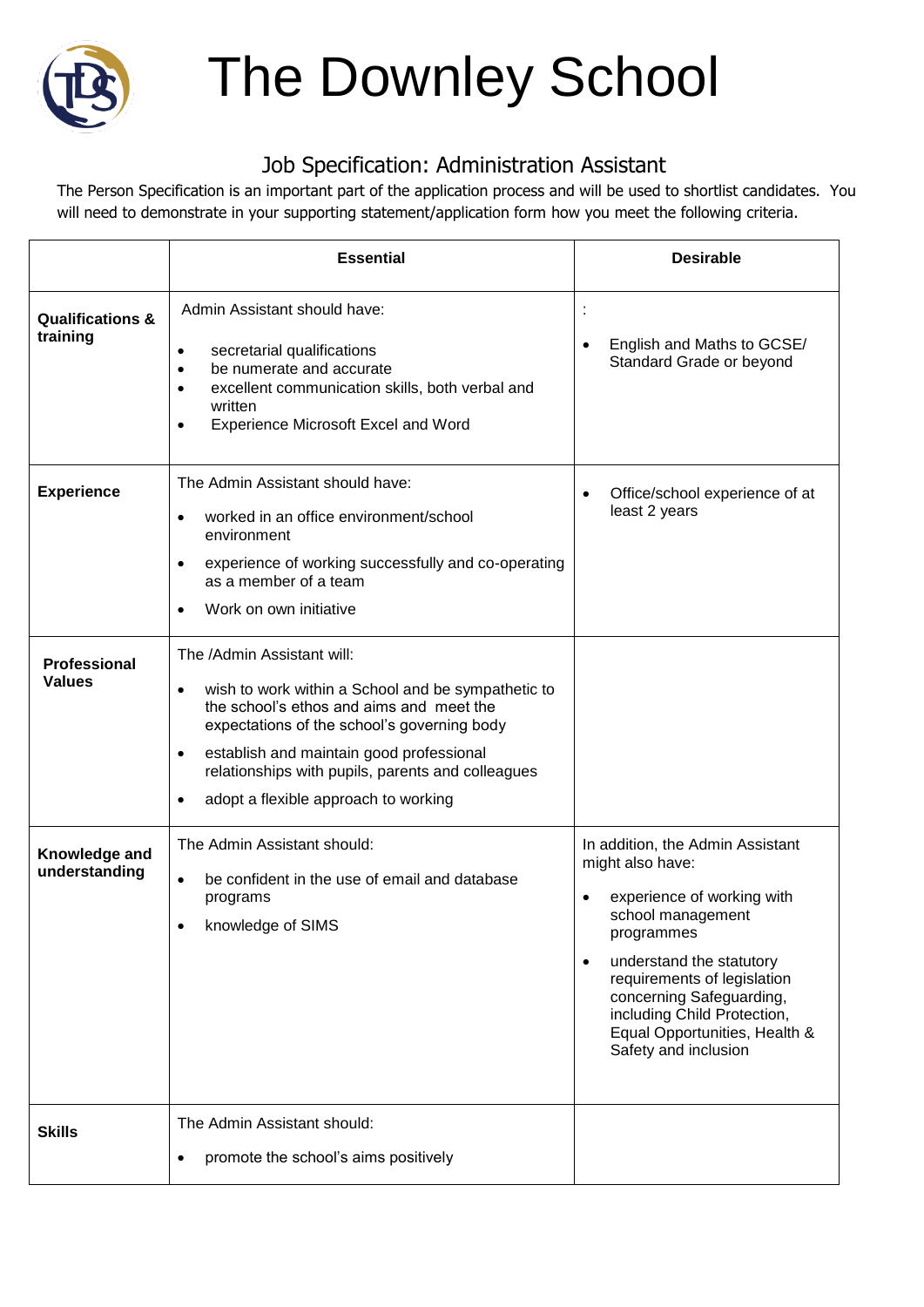# The Downley School

## Job Specification: Administration Assistant

The Person Specification is an important part of the application process and will be used to shortlist candidates. You will need to demonstrate in your supporting statement/application form how you meet the following criteria.

| | Essential | Desirable |
|---|---|---|
| **Qualifications & training** | Admin Assistant should have:<br>• secretarial qualifications<br>• be numerate and accurate<br>• excellent communication skills, both verbal and written<br>• Experience Microsoft Excel and Word | :<br>• English and Maths to GCSE/ Standard Grade or beyond |
| **Experience** | The Admin Assistant should have:<br>• worked in an office environment/school environment<br>• experience of working successfully and co-operating as a member of a team<br>• Work on own initiative | • Office/school experience of at least 2 years |
| **Professional Values** | The /Admin Assistant will:<br>• wish to work within a School and be sympathetic to the school's ethos and aims and meet the expectations of the school's governing body<br>• establish and maintain good professional relationships with pupils, parents and colleagues<br>• adopt a flexible approach to working | |
| **Knowledge and understanding** | The Admin Assistant should:<br>• be confident in the use of email and database programs<br>• knowledge of SIMS | In addition, the Admin Assistant might also have:<br>• experience of working with school management programmes<br>• understand the statutory requirements of legislation concerning Safeguarding, including Child Protection, Equal Opportunities, Health & Safety and inclusion |
| **Skills** | The Admin Assistant should:<br>• promote the school's aims positively | |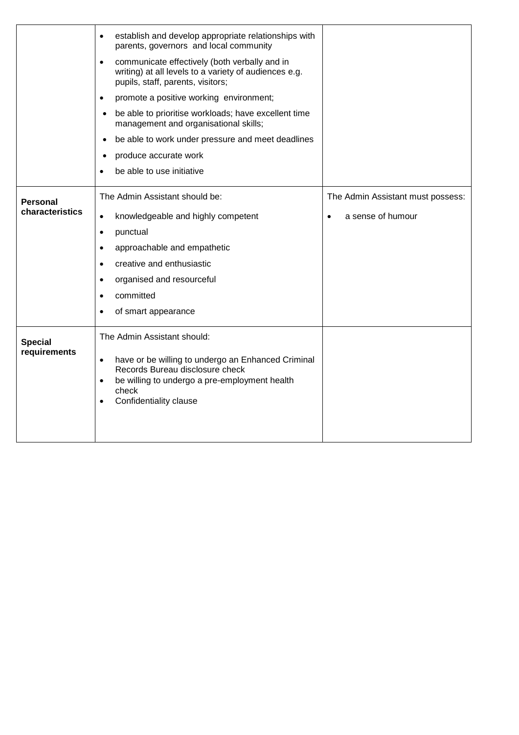| | | |
|---|---|---|
| | • establish and develop appropriate relationships with parents, governors and local community<br>• communicate effectively (both verbally and in writing) at all levels to a variety of audiences e.g. pupils, staff, parents, visitors;<br>• promote a positive working environment;<br>• be able to prioritise workloads; have excellent time management and organisational skills;<br>• be able to work under pressure and meet deadlines<br>• produce accurate work<br>• be able to use initiative | |
| **Personal characteristics** | The Admin Assistant should be:<br>• knowledgeable and highly competent<br>• punctual<br>• approachable and empathetic<br>• creative and enthusiastic<br>• organised and resourceful<br>• committed<br>• of smart appearance | The Admin Assistant must possess:<br>• a sense of humour |
| **Special requirements** | The Admin Assistant should:<br>• have or be willing to undergo an Enhanced Criminal Records Bureau disclosure check<br>• be willing to undergo a pre-employment health check<br>• Confidentiality clause | |